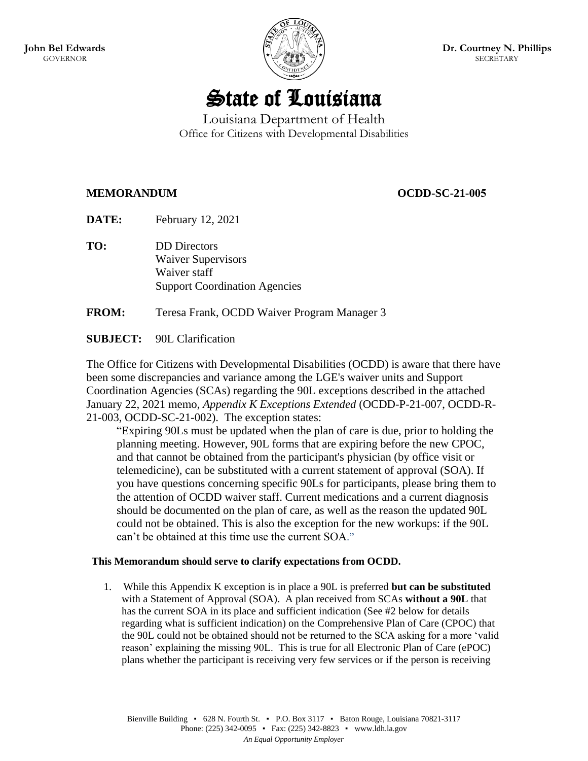**John Bel Edwards**
GOVERNOR

**Dr. Courtney N. Phillips**
SECRETARY

# State of Louisiana

Louisiana Department of Health
Office for Citizens with Developmental Disabilities

**MEMORANDUM** **OCDD-SC-21-005**

**DATE:** February 12, 2021

**TO:** DD Directors
Waiver Supervisors
Waiver staff
Support Coordination Agencies

**FROM:** Teresa Frank, OCDD Waiver Program Manager 3

**SUBJECT:** 90L Clarification

The Office for Citizens with Developmental Disabilities (OCDD) is aware that there have been some discrepancies and variance among the LGE's waiver units and Support Coordination Agencies (SCAs) regarding the 90L exceptions described in the attached January 22, 2021 memo, *Appendix K Exceptions Extended* (OCDD-P-21-007, OCDD-R-21-003, OCDD-SC-21-002). The exception states:

> "Expiring 90Ls must be updated when the plan of care is due, prior to holding the planning meeting. However, 90L forms that are expiring before the new CPOC, and that cannot be obtained from the participant's physician (by office visit or telemedicine), can be substituted with a current statement of approval (SOA). If you have questions concerning specific 90Ls for participants, please bring them to the attention of OCDD waiver staff. Current medications and a current diagnosis should be documented on the plan of care, as well as the reason the updated 90L could not be obtained. This is also the exception for the new workups: if the 90L can't be obtained at this time use the current SOA."

**This Memorandum should serve to clarify expectations from OCDD.**

1. While this Appendix K exception is in place a 90L is preferred **but can be substituted** with a Statement of Approval (SOA). A plan received from SCAs **without a 90L** that has the current SOA in its place and sufficient indication (See #2 below for details regarding what is sufficient indication) on the Comprehensive Plan of Care (CPOC) that the 90L could not be obtained should not be returned to the SCA asking for a more 'valid reason' explaining the missing 90L. This is true for all Electronic Plan of Care (ePOC) plans whether the participant is receiving very few services or if the person is receiving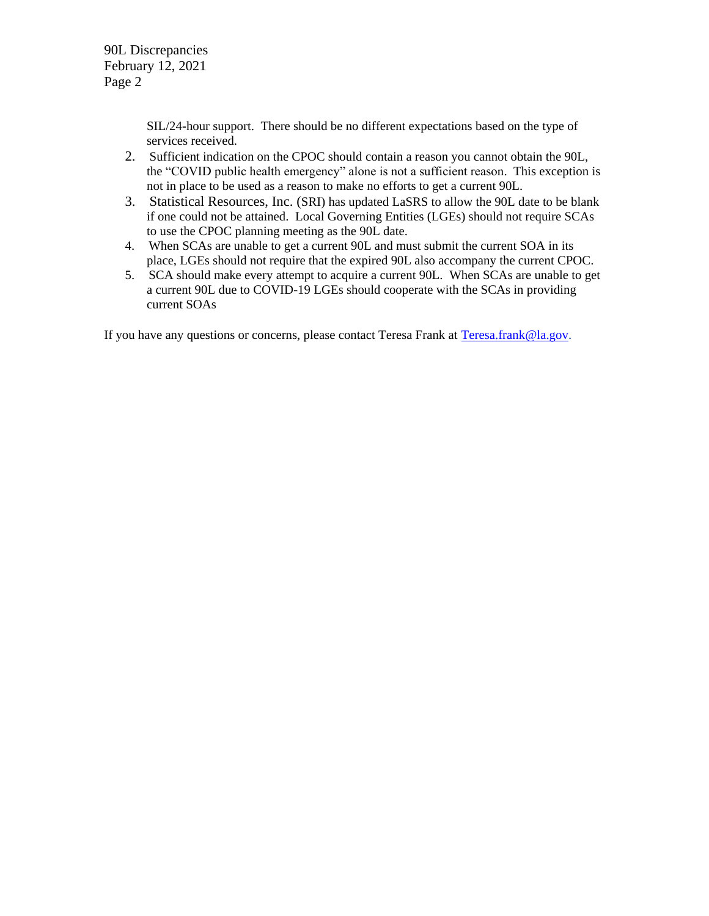SIL/24-hour support. There should be no different expectations based on the type of services received.

2. Sufficient indication on the CPOC should contain a reason you cannot obtain the 90L, the "COVID public health emergency" alone is not a sufficient reason. This exception is not in place to be used as a reason to make no efforts to get a current 90L.
3. Statistical Resources, Inc. (SRI) has updated LaSRS to allow the 90L date to be blank if one could not be attained. Local Governing Entities (LGEs) should not require SCAs to use the CPOC planning meeting as the 90L date.
4. When SCAs are unable to get a current 90L and must submit the current SOA in its place, LGEs should not require that the expired 90L also accompany the current CPOC.
5. SCA should make every attempt to acquire a current 90L. When SCAs are unable to get a current 90L due to COVID-19 LGEs should cooperate with the SCAs in providing current SOAs

If you have any questions or concerns, please contact Teresa Frank at [Teresa.frank@la.gov](mailto:Teresa.frank@la.gov).